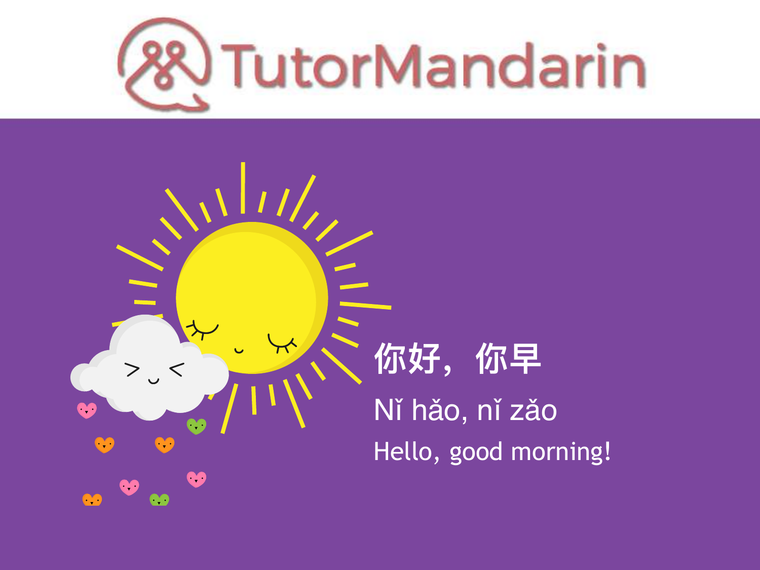TutorMandarin

你好，你早

Nǐ hǎo, nǐ zǎo

Hello, good morning!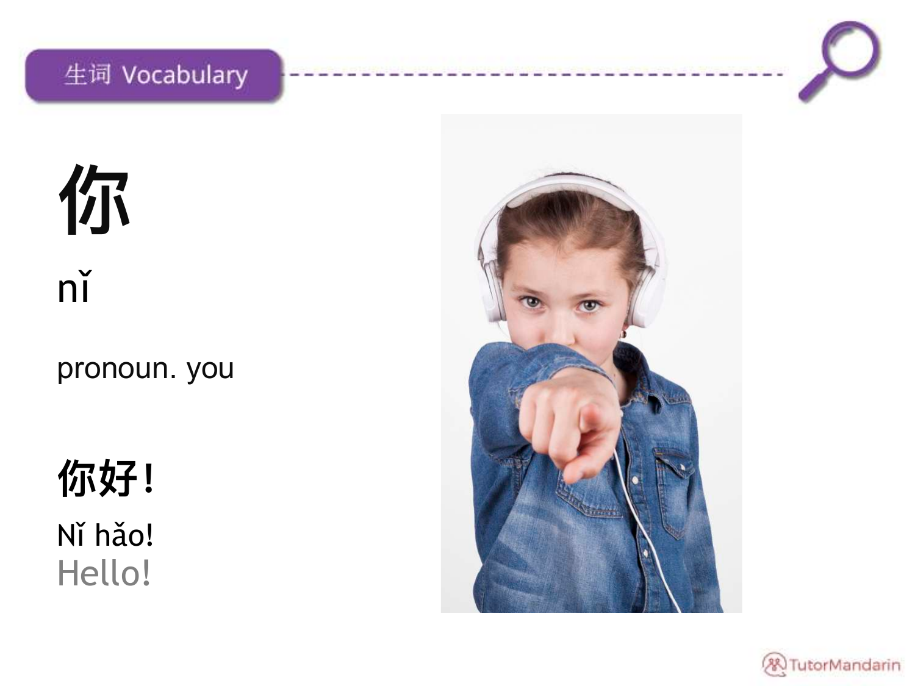## 生词 Vocabulary

# 你

nǐ

pronoun. you

**你好!**

Nǐ hǎo!

Hello!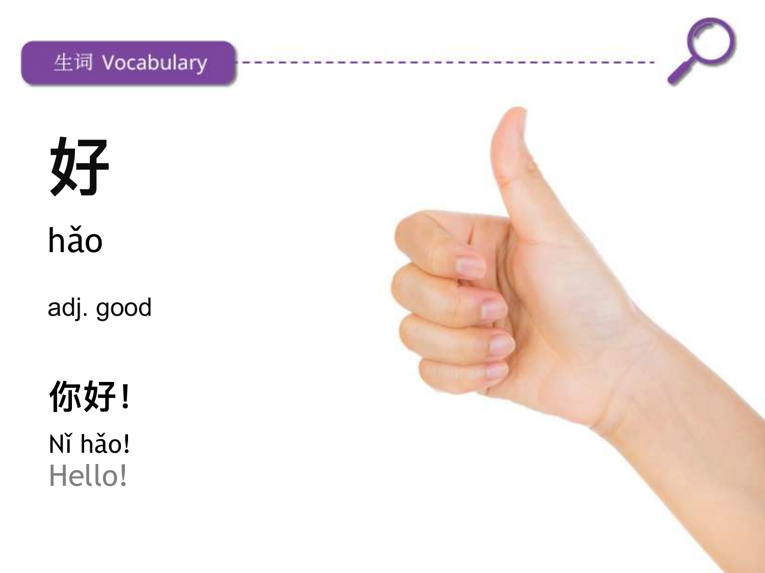## 生词 Vocabulary

# 好

hǎo

adj. good

**你好！**

Nǐ hǎo!

Hello!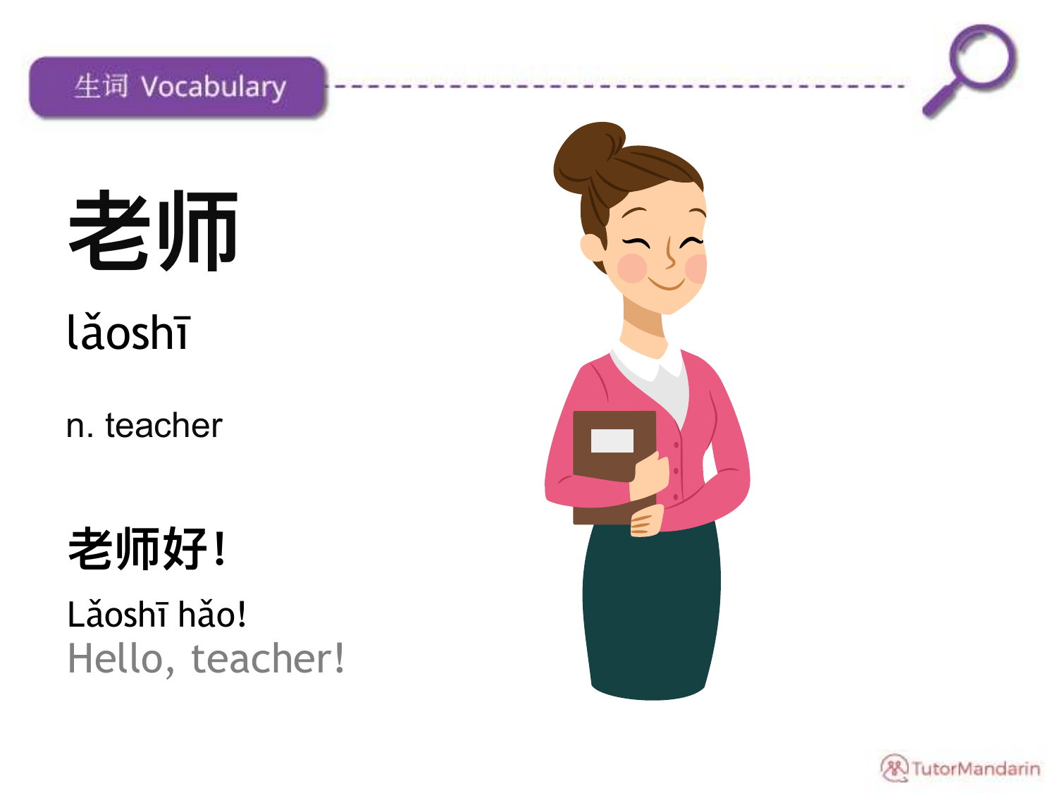生词 Vocabulary

# 老师

lǎoshī

n. teacher

**老师好!**

Lǎoshī hǎo!

Hello, teacher!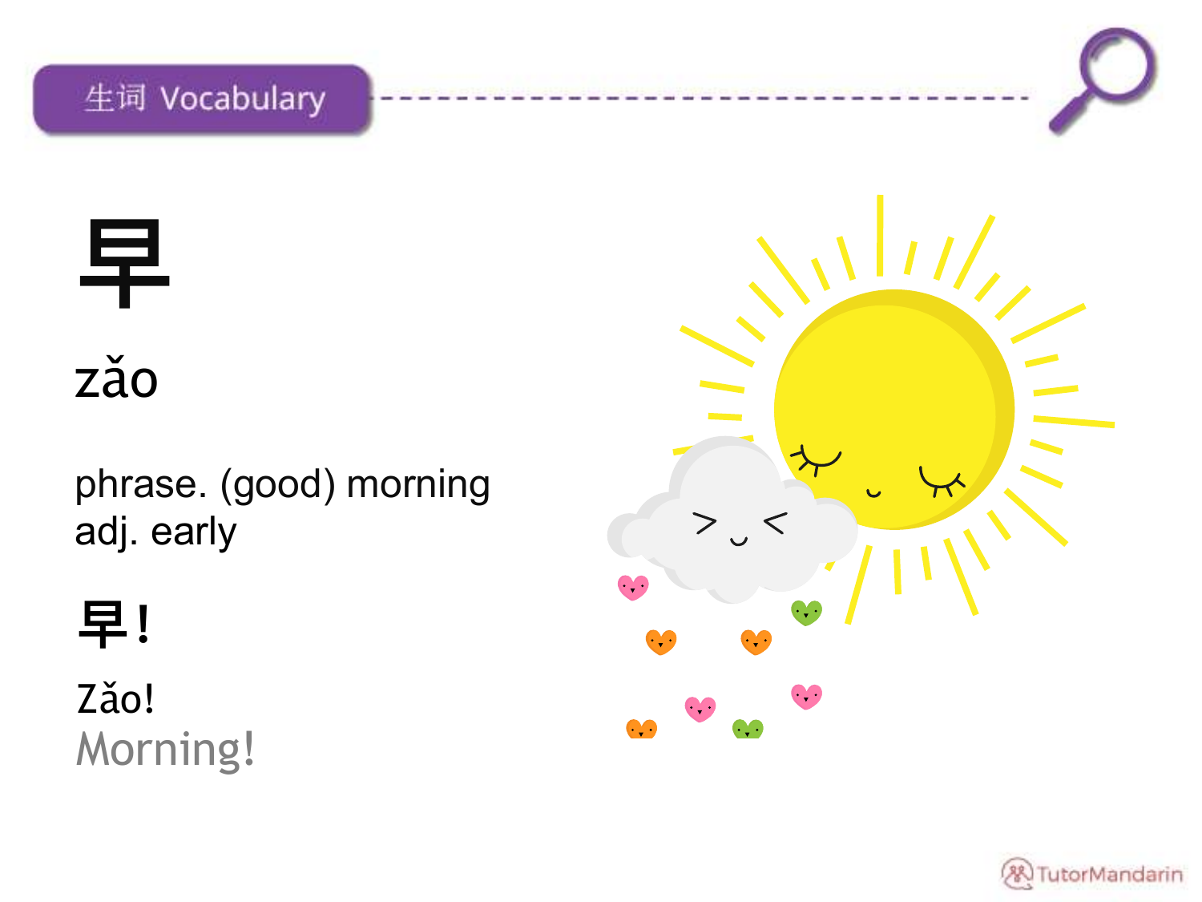# 生词 Vocabulary

## 早

zǎo

phrase. (good) morning
adj. early

**早!**

Zǎo!
Morning!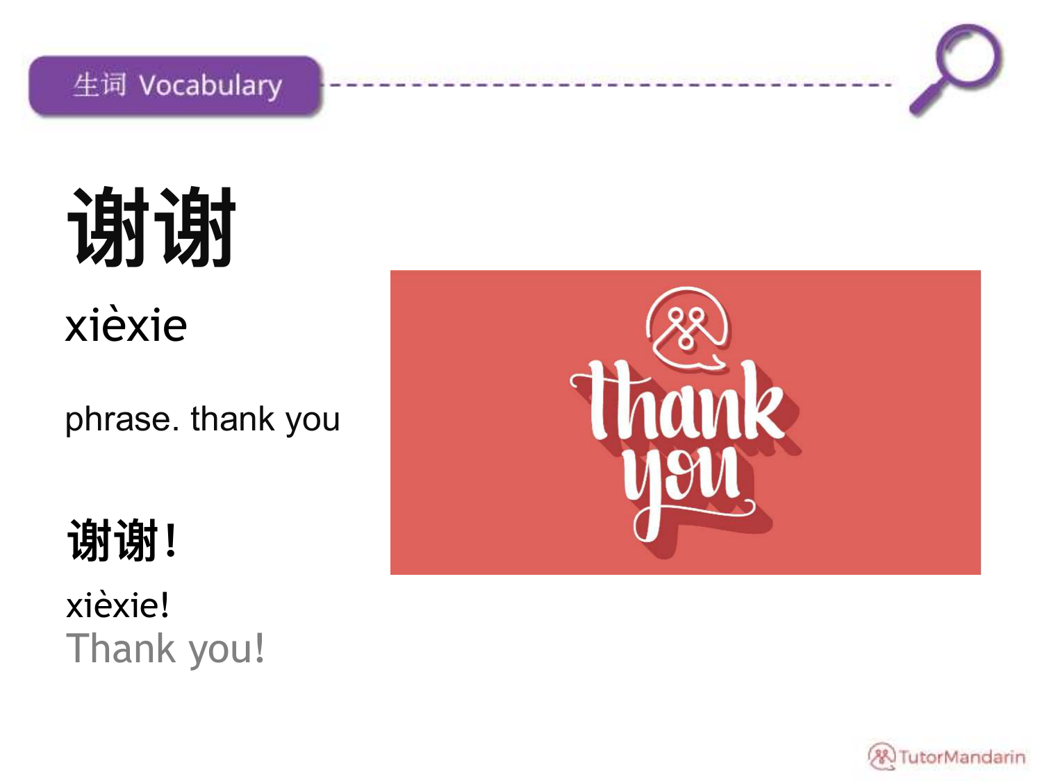## 生词 Vocabulary

# 谢谢

xièxie

phrase. thank you

**谢谢！**

xièxie!

Thank you!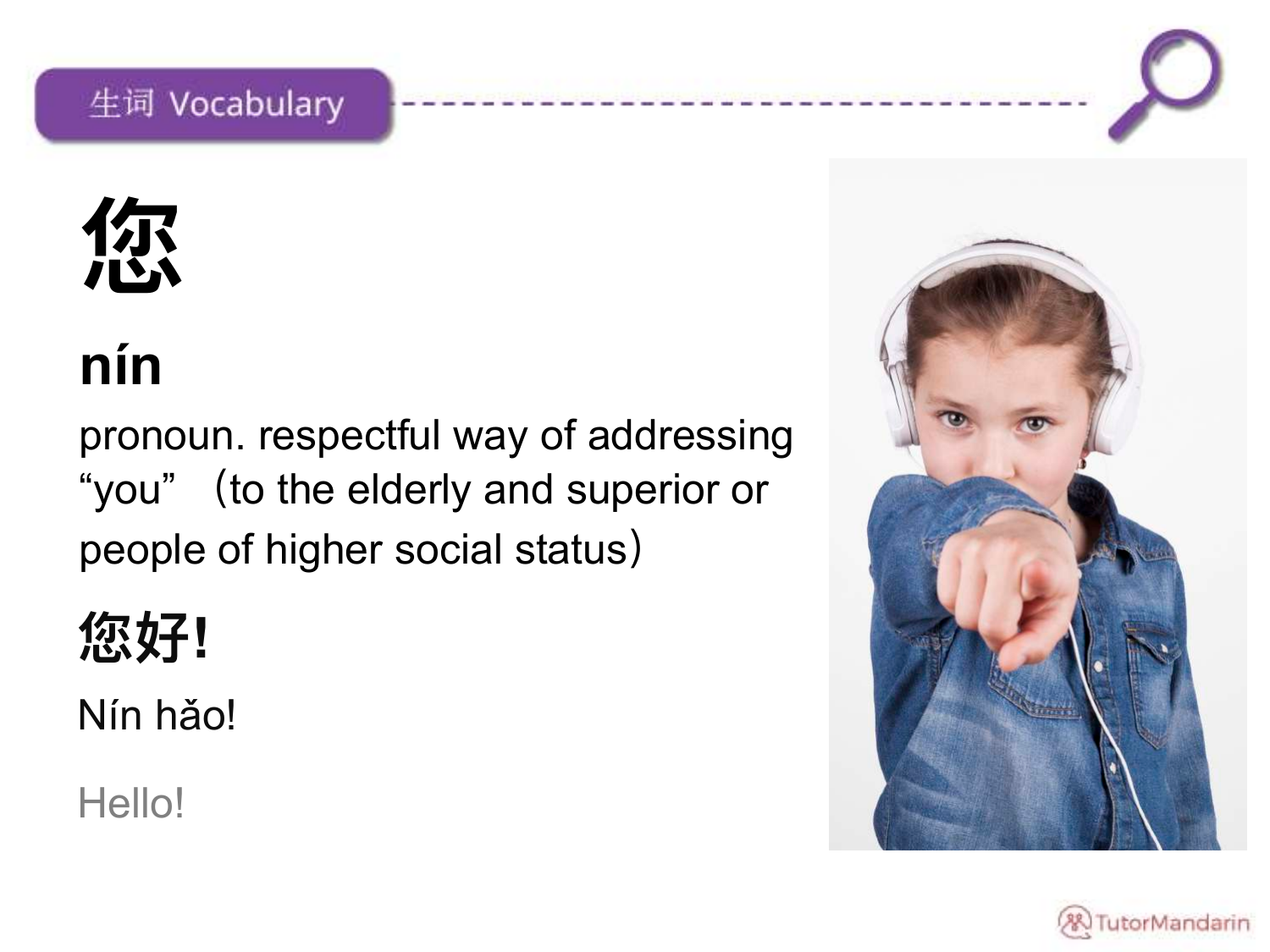## 生词 Vocabulary

# 您

**nín**

pronoun. respectful way of addressing "you" （to the elderly and superior or people of higher social status）

**您好!**

Nín hǎo!

Hello!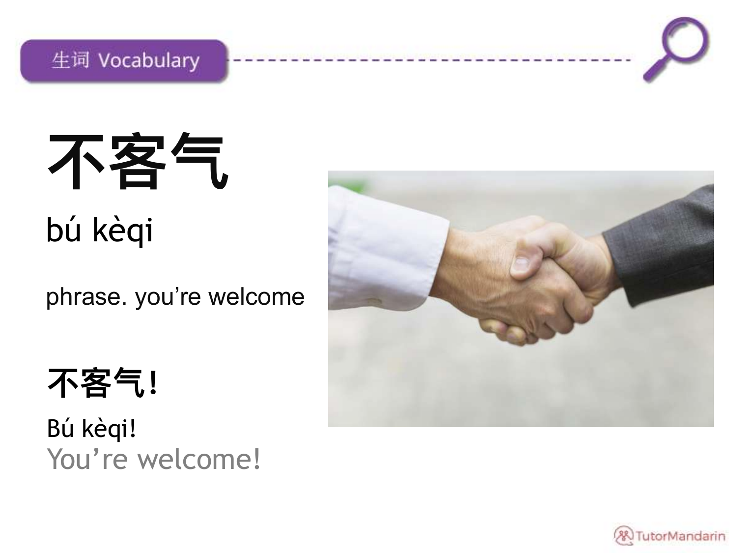生词 Vocabulary

# 不客气

bú kèqi

phrase. you're welcome

**不客气!**

Bú kèqi!

You're welcome!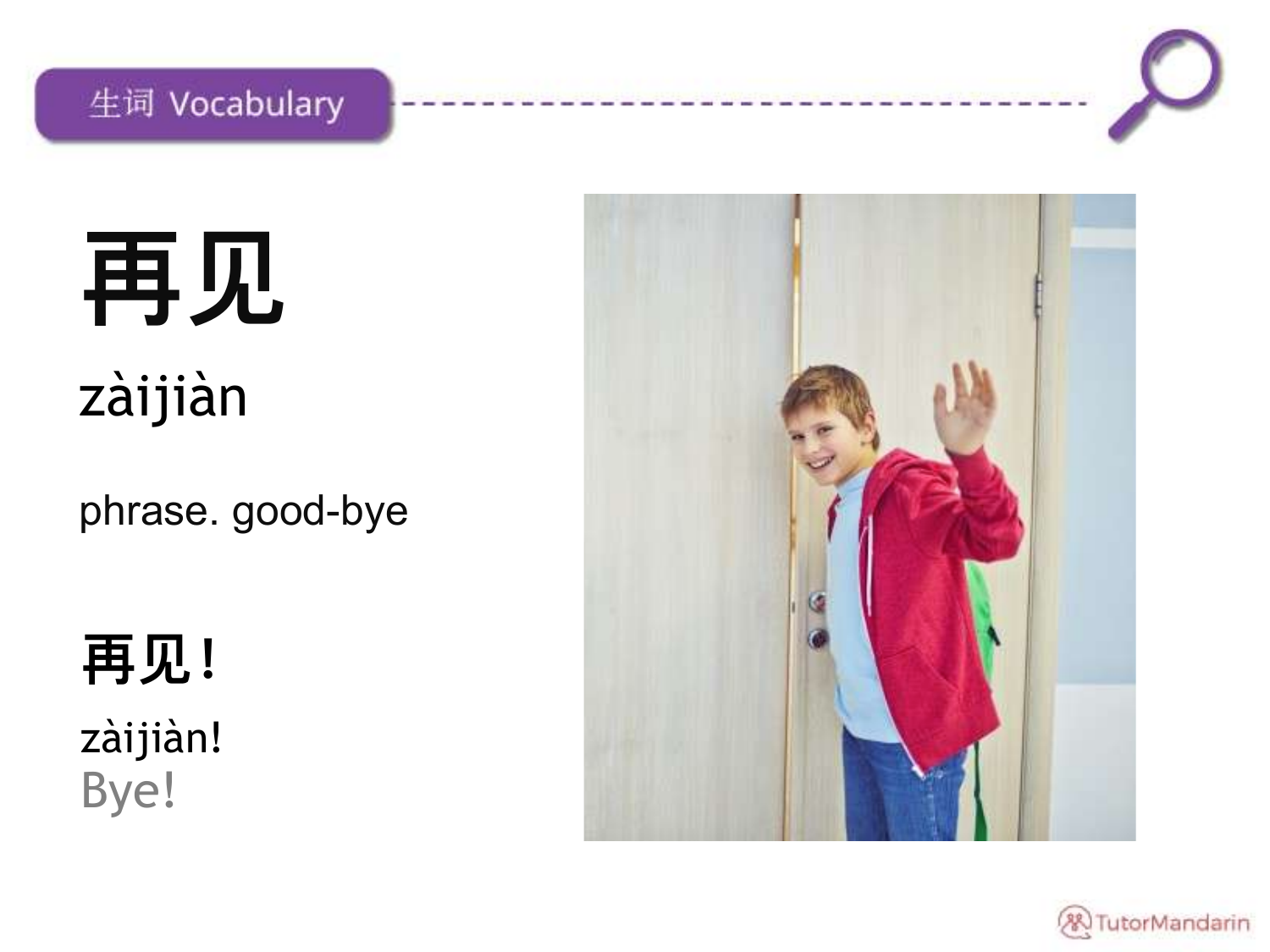## 生词 Vocabulary

# 再见

zàijiàn

phrase. good-bye

**再见！**

zàijiàn!

Bye!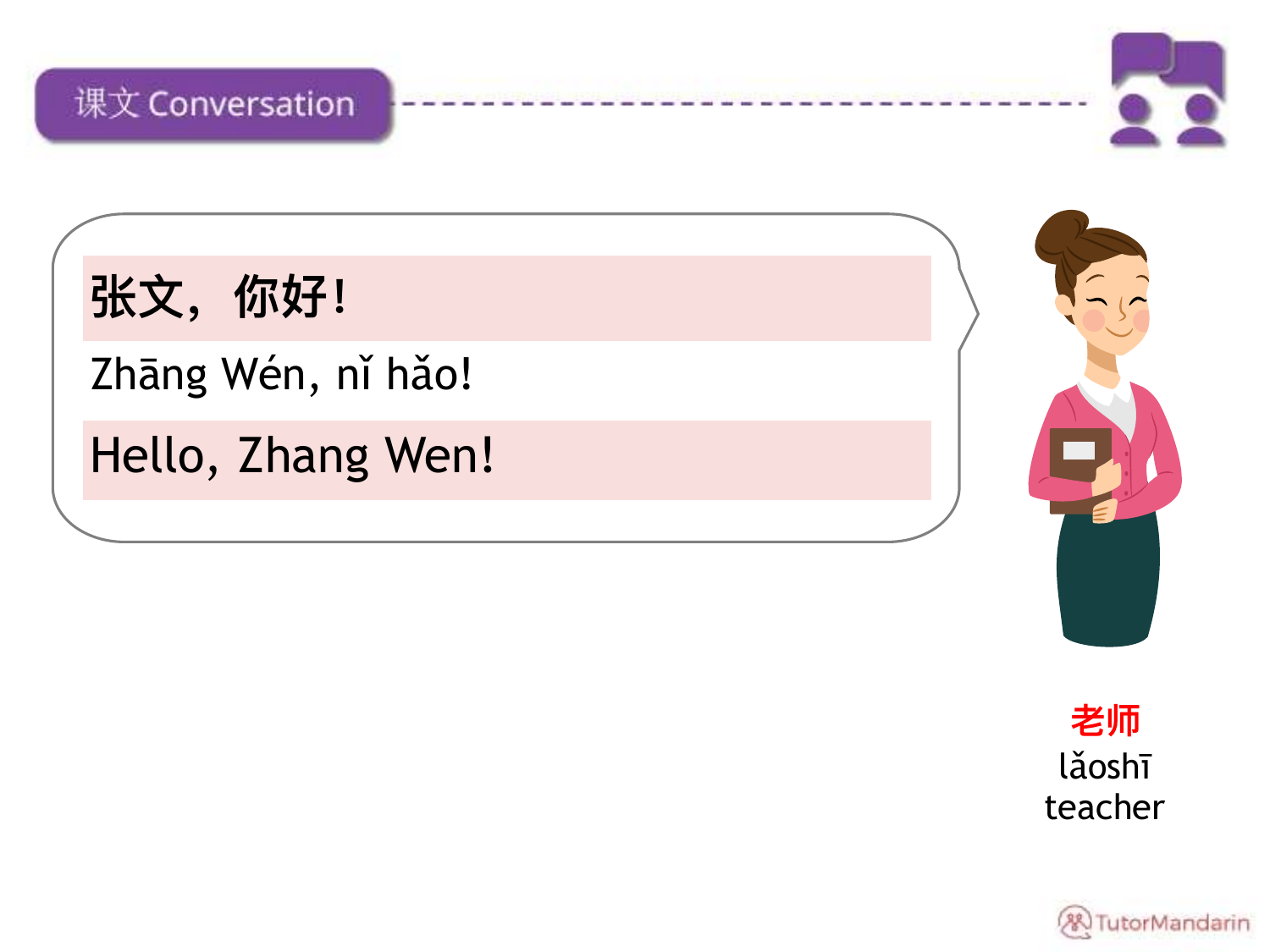## 课文 Conversation

张文，你好！

Zhāng Wén, nǐ hǎo!

Hello, Zhang Wen!

老师

lǎoshī

teacher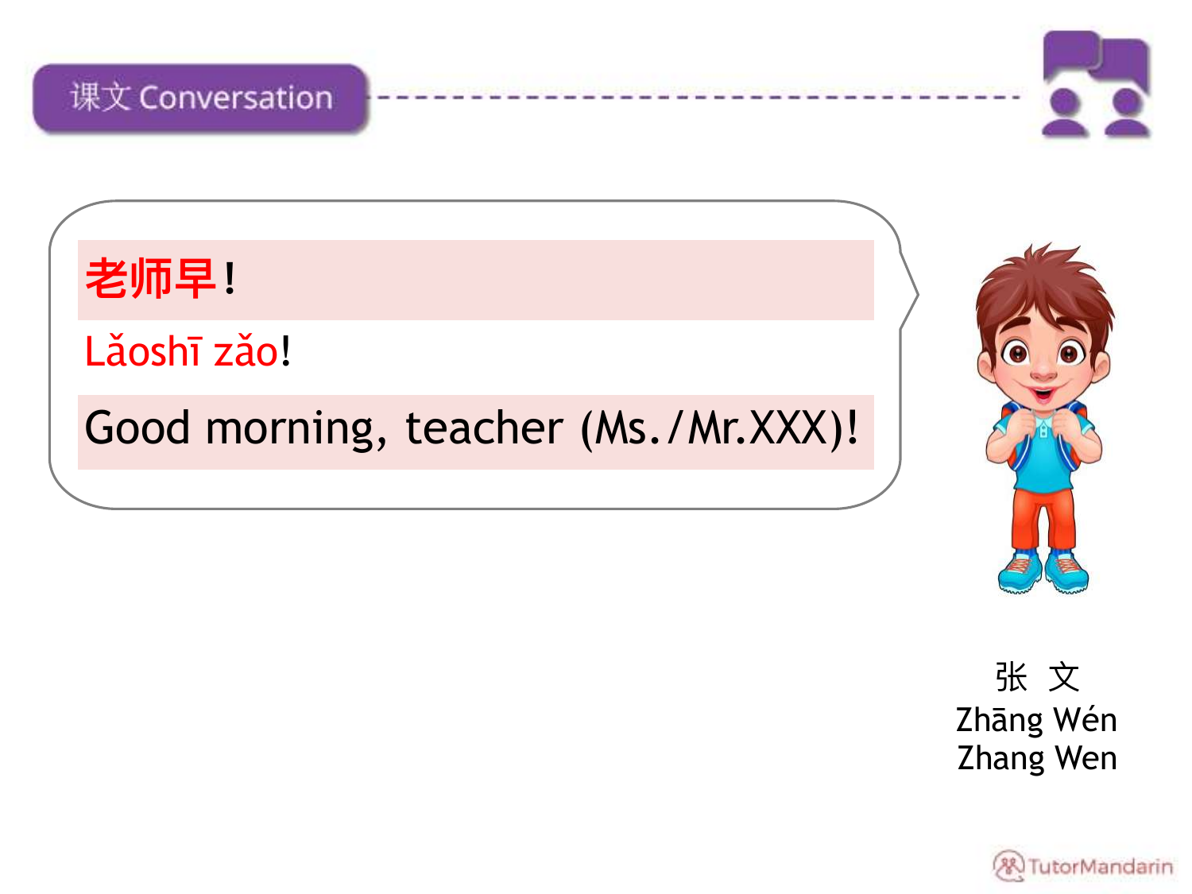## 课文 Conversation

**老师早！**

Lǎoshī zǎo!

Good morning, teacher (Ms./Mr.XXX)!

张 文
Zhāng Wén
Zhang Wen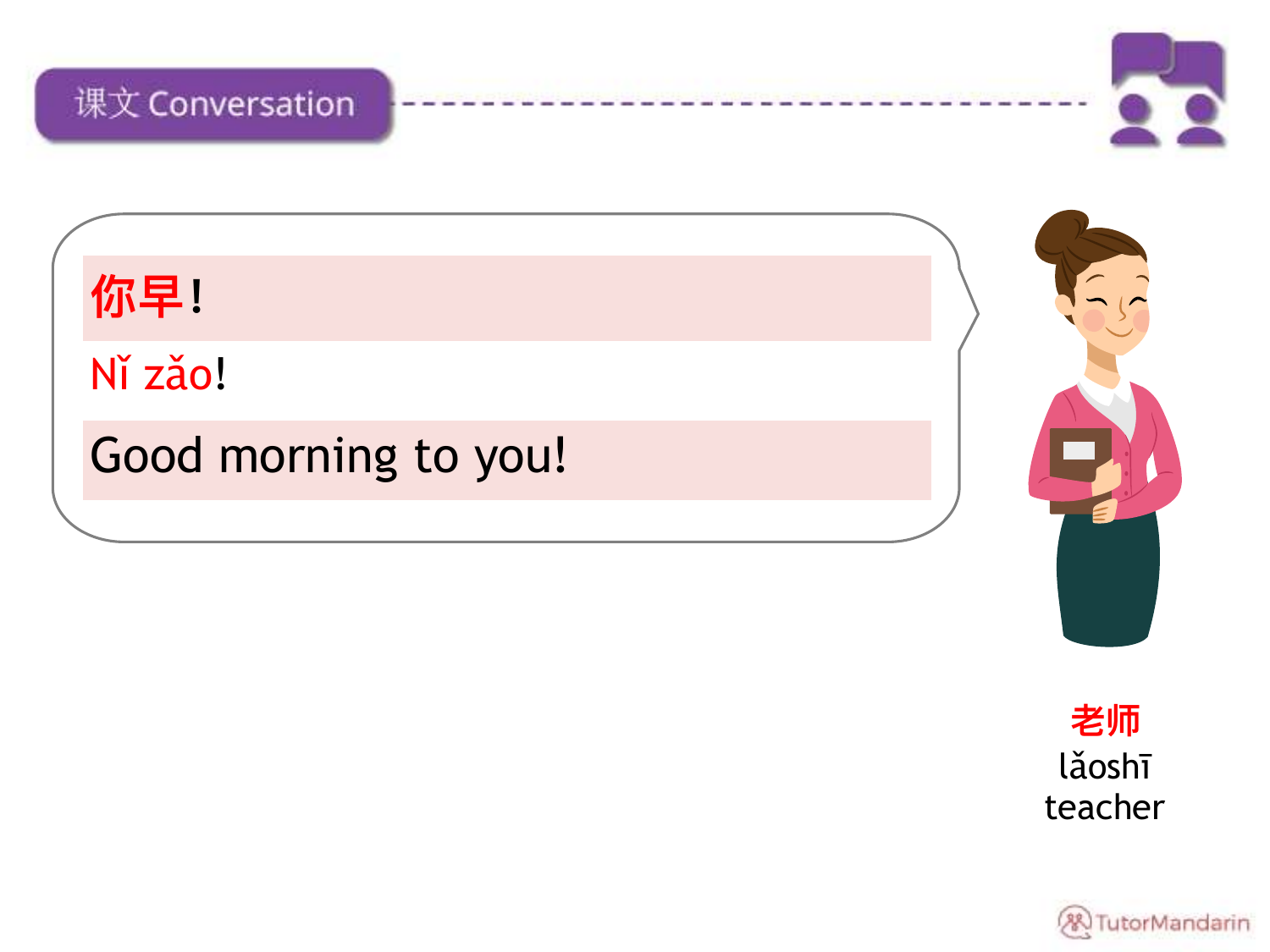## 课文 Conversation

你早!

Nǐ zǎo!

Good morning to you!

老师
lǎoshī
teacher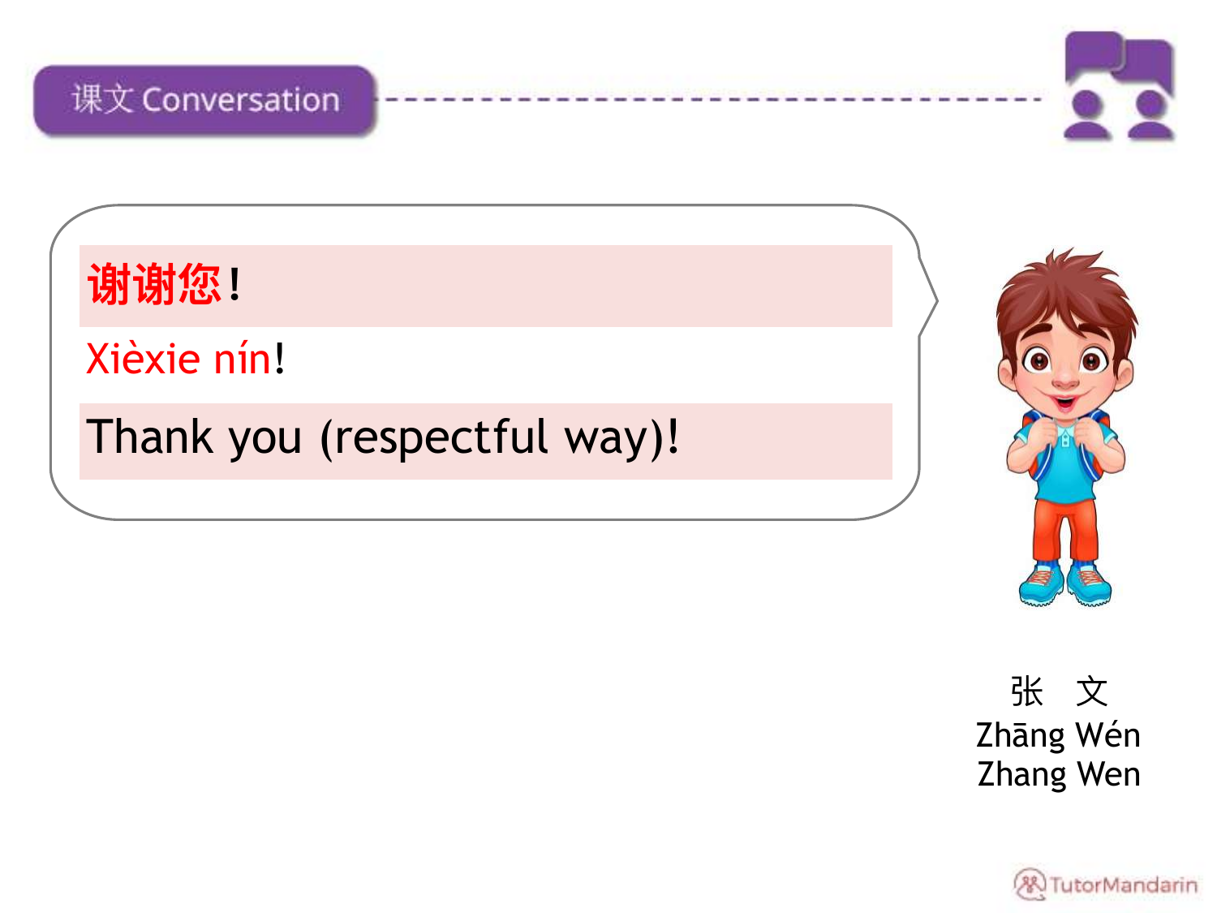## 课文 Conversation

**谢谢您！**

Xièxie nín!

Thank you (respectful way)!

张　文
Zhāng Wén
Zhang Wen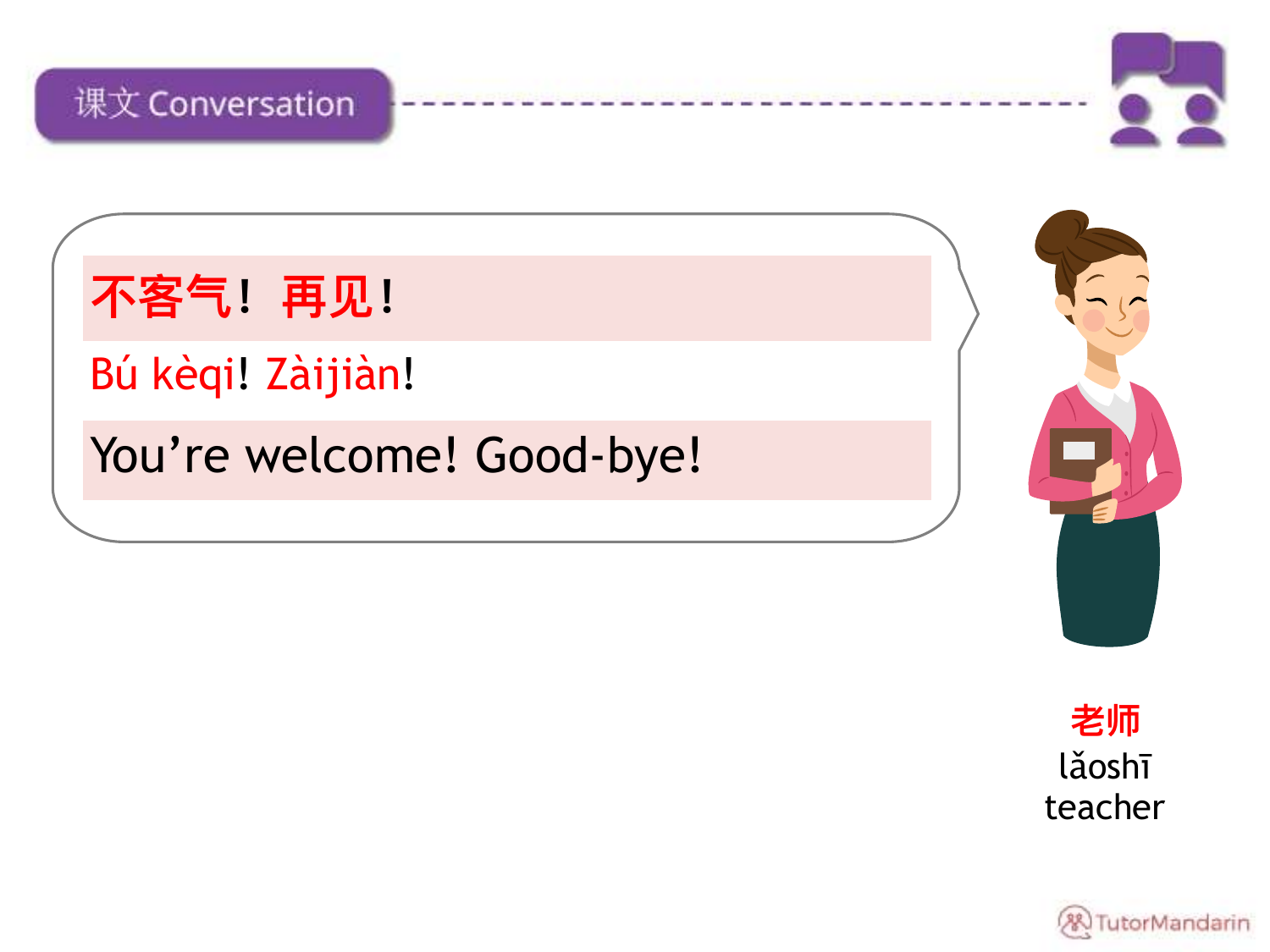## 课文 Conversation

不客气！再见！

Bú kèqi! Zàijiàn!

You’re welcome! Good-bye!

老师
lǎoshī
teacher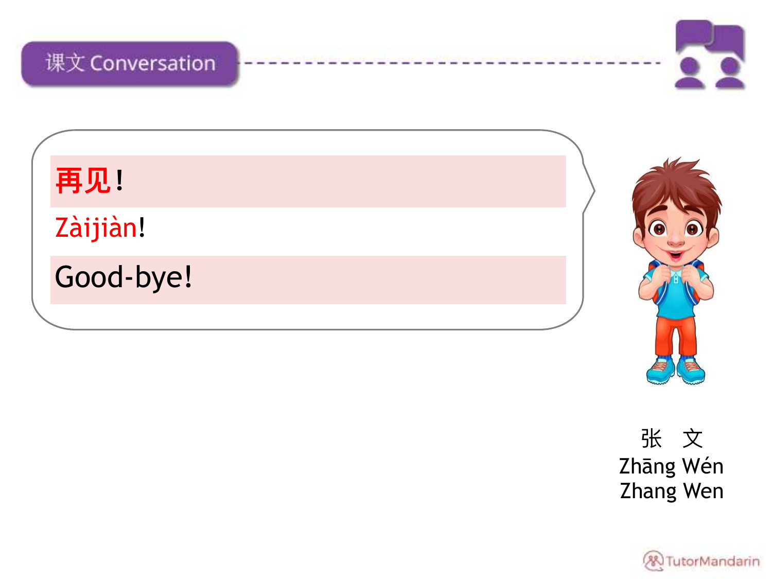## 课文 Conversation

再见!

Zàijiàn!

Good-bye!

张 文
Zhāng Wén
Zhang Wen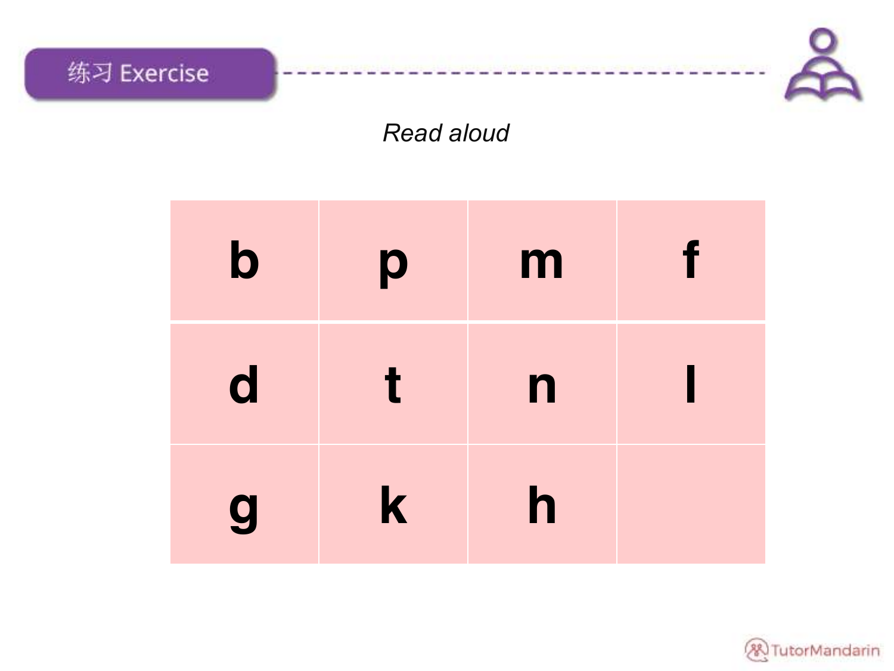## 练习 Exercise

*Read aloud*

| | | | |
|---|---|---|---|
| b | p | m | f |
| d | t | n | l |
| g | k | h | |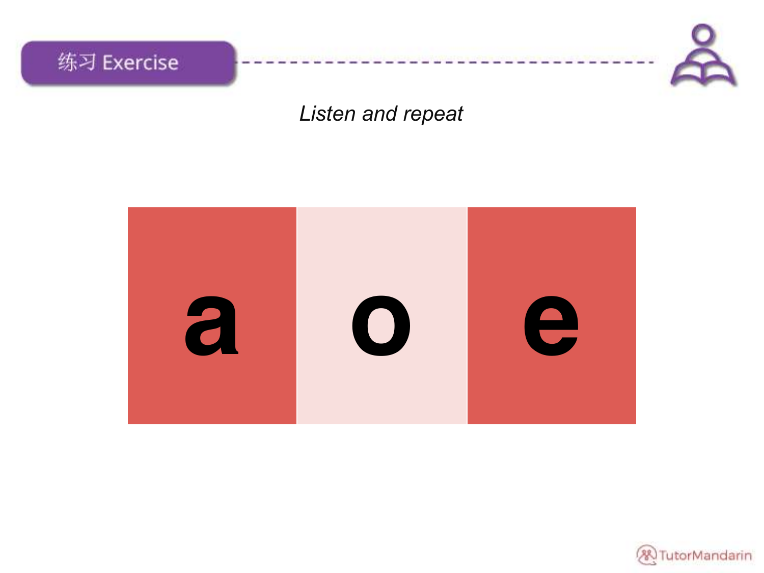## 练习 Exercise

*Listen and repeat*

| a | o | e |
|---|---|---|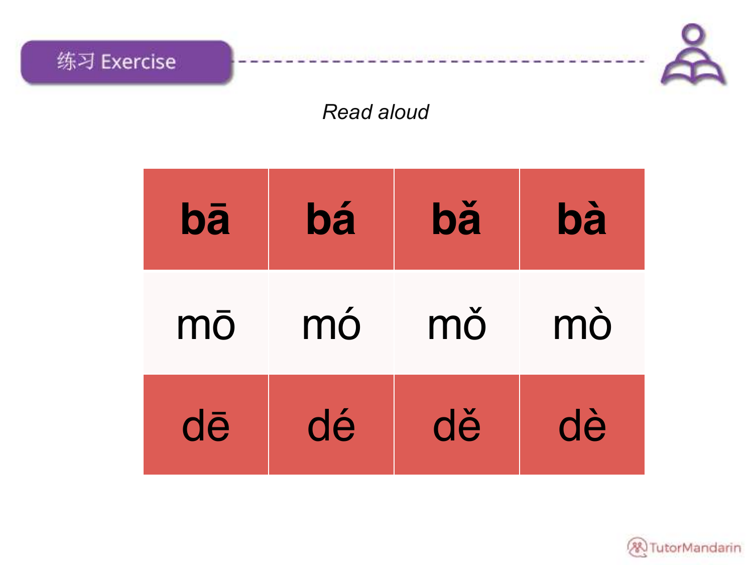## 练习 Exercise

*Read aloud*

| | | | |
|---|---|---|---|
| **bā** | **bá** | **bǎ** | **bà** |
| mō | mó | mǒ | mò |
| dē | dé | dě | dè |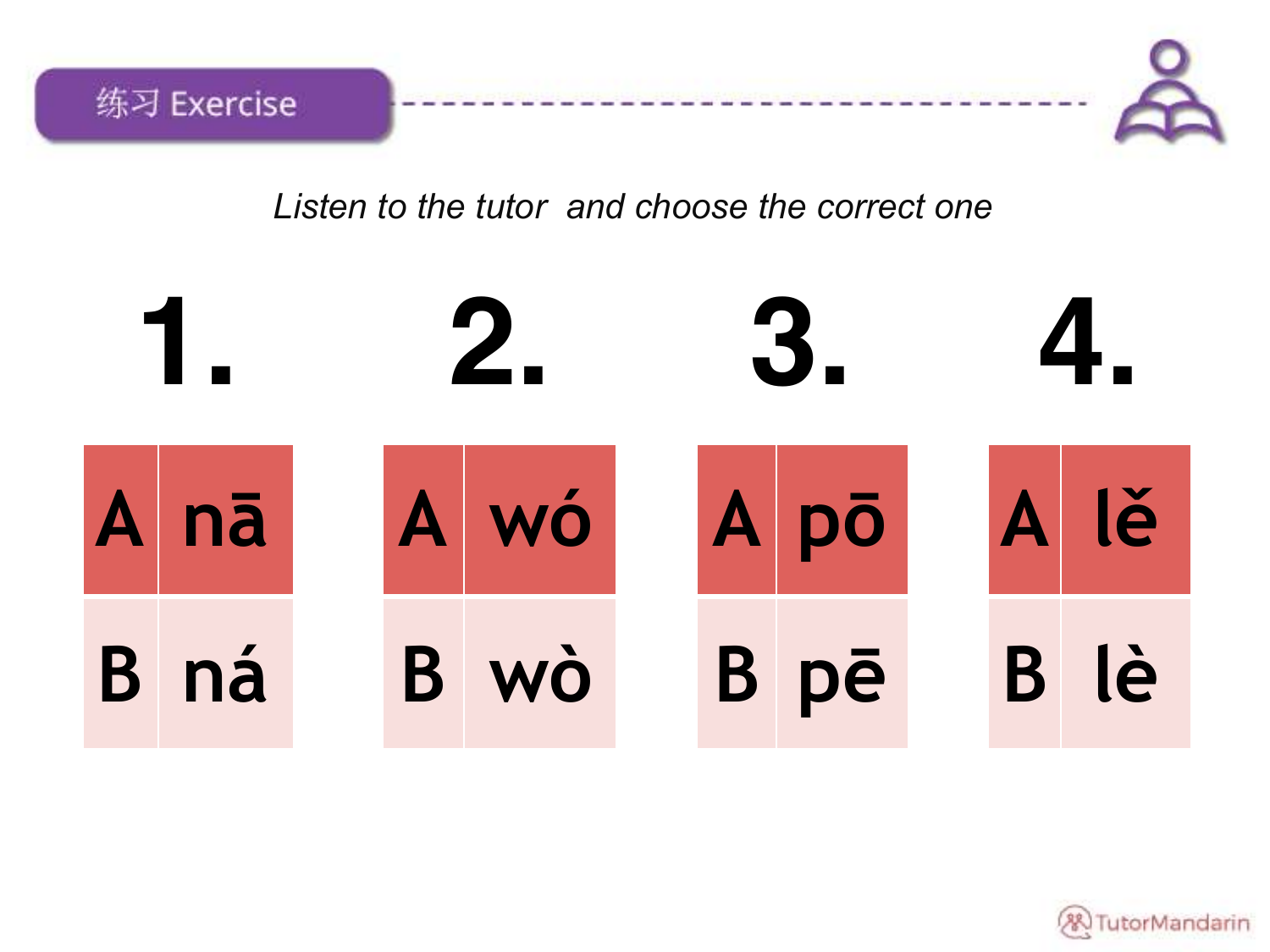## 练习 Exercise

*Listen to the tutor  and choose the correct one*

**1.**

| | |
|---|---|
| A | nā |
| B | ná |

**2.**

| | |
|---|---|
| A | wó |
| B | wò |

**3.**

| | |
|---|---|
| A | pō |
| B | pē |

**4.**

| | |
|---|---|
| A | lě |
| B | lè |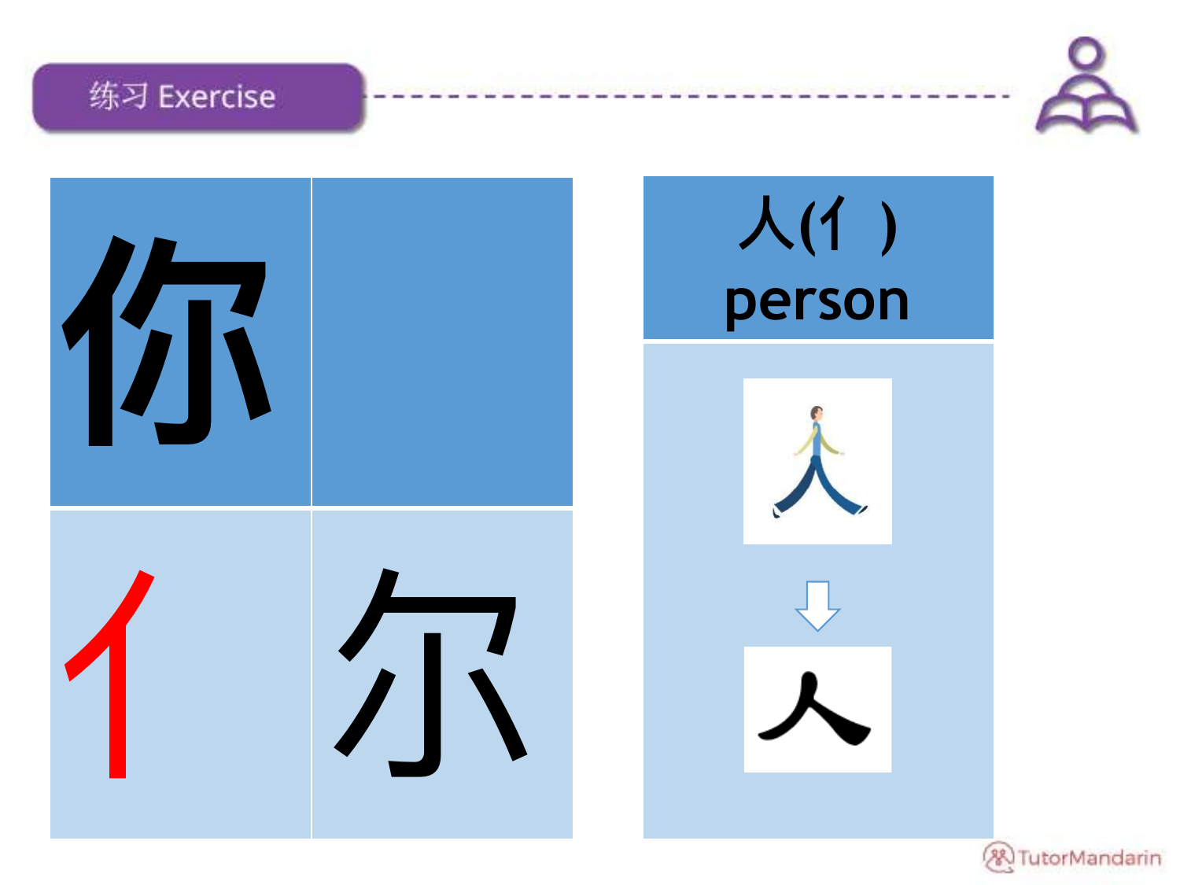## 练习 Exercise

| | |
|---|---|
| 你 | |
| 亻 | 尔 |

人(亻)
person

人

TutorMandarin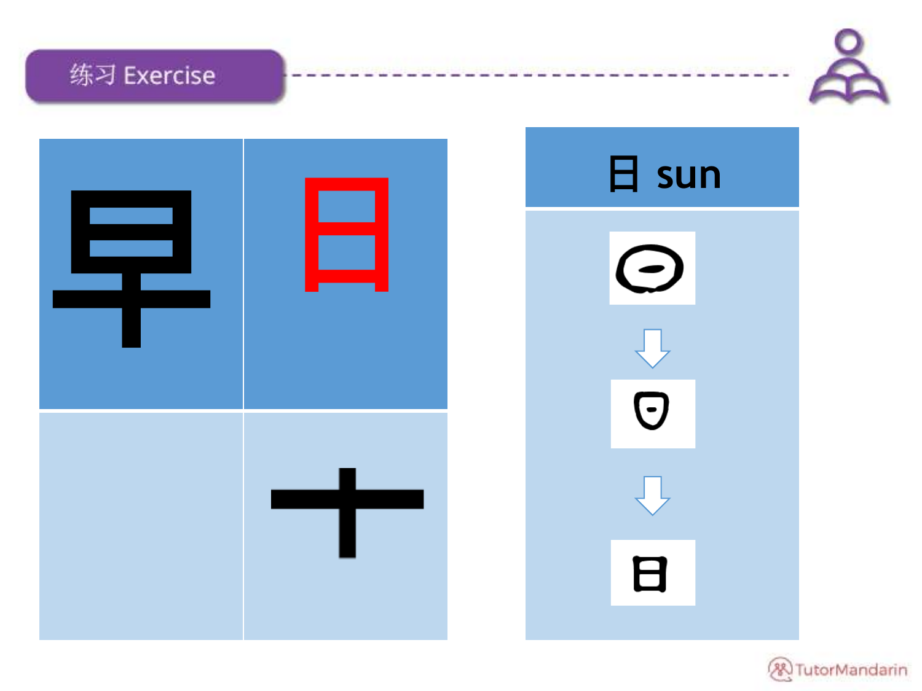## 练习 Exercise

| | |
|---|---|
| 早 | 日 |
| | 十 |

**日 sun**

日

TutorMandarin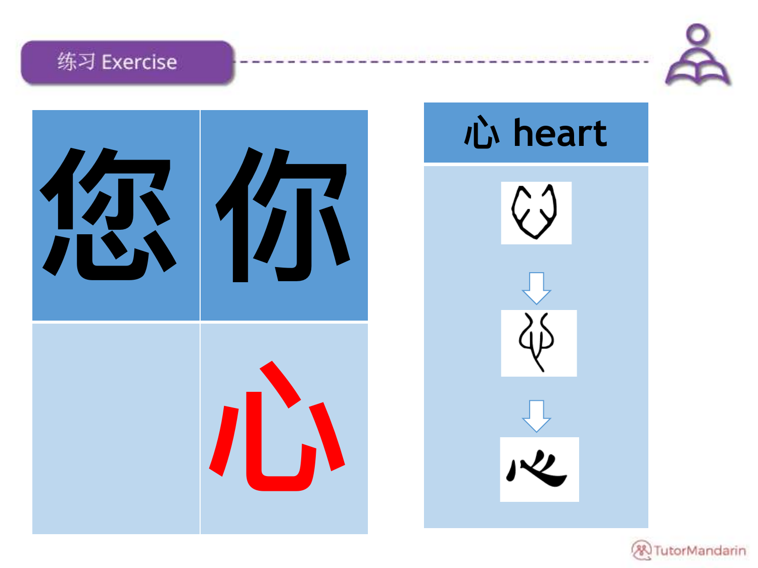## 练习 Exercise

| | |
| --- | --- |
| 您 | 你 |
| | 心 |

**心 heart**

心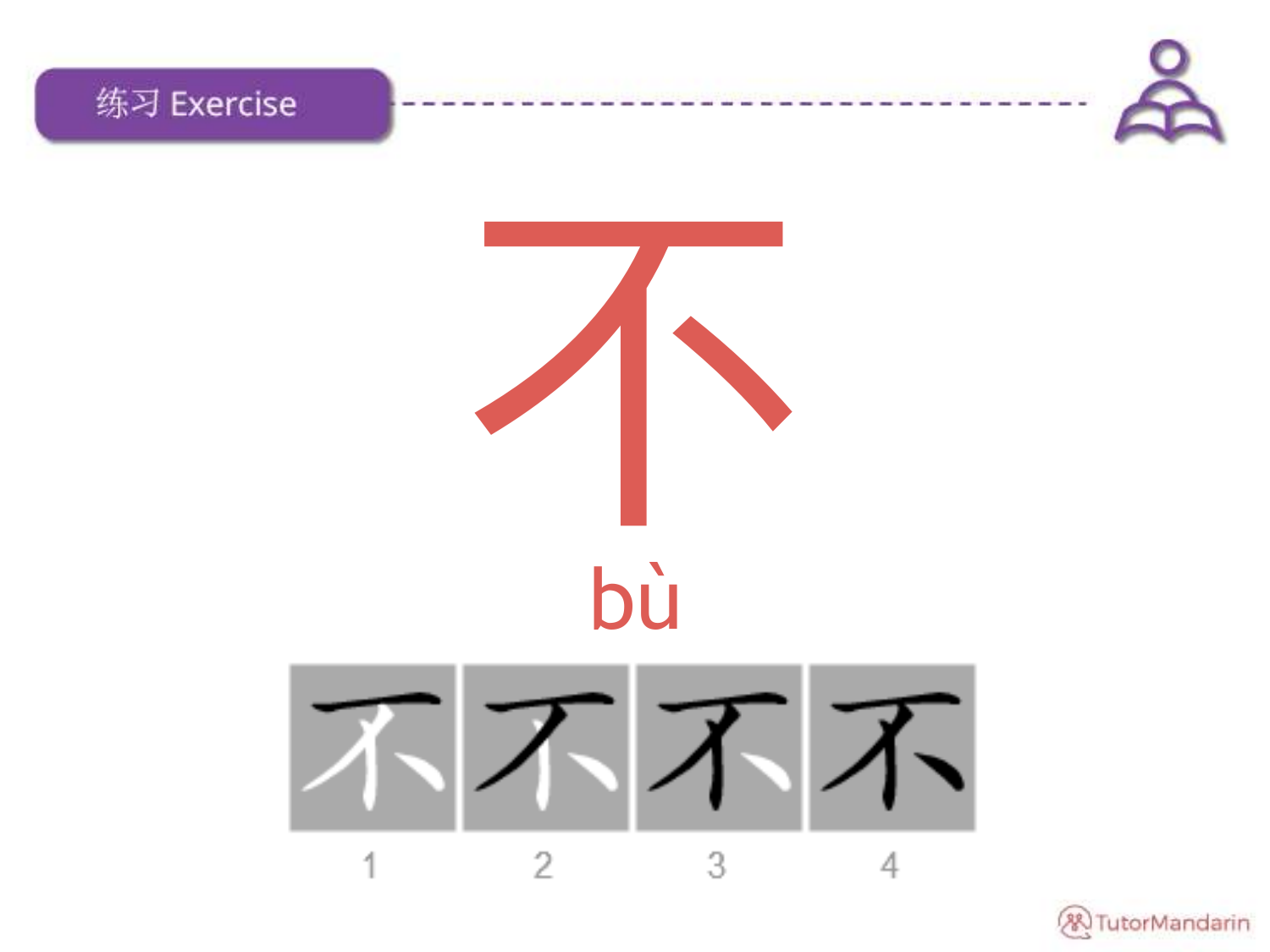练习 Exercise

# 不

bù

1 2 3 4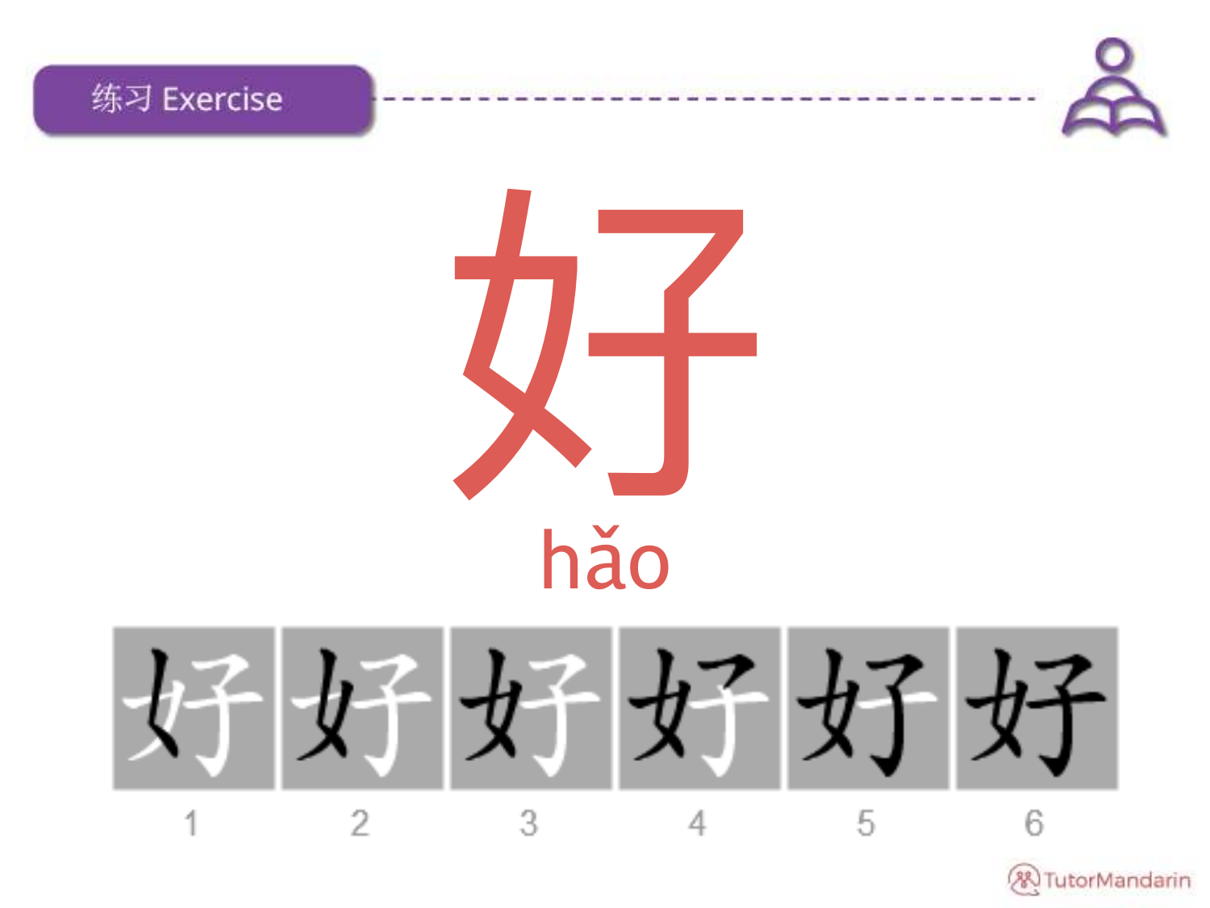练习 Exercise

# 好

hǎo

| 好 | 好 | 好 | 好 | 好 | 好 |
|---|---|---|---|---|---|
| 1 | 2 | 3 | 4 | 5 | 6 |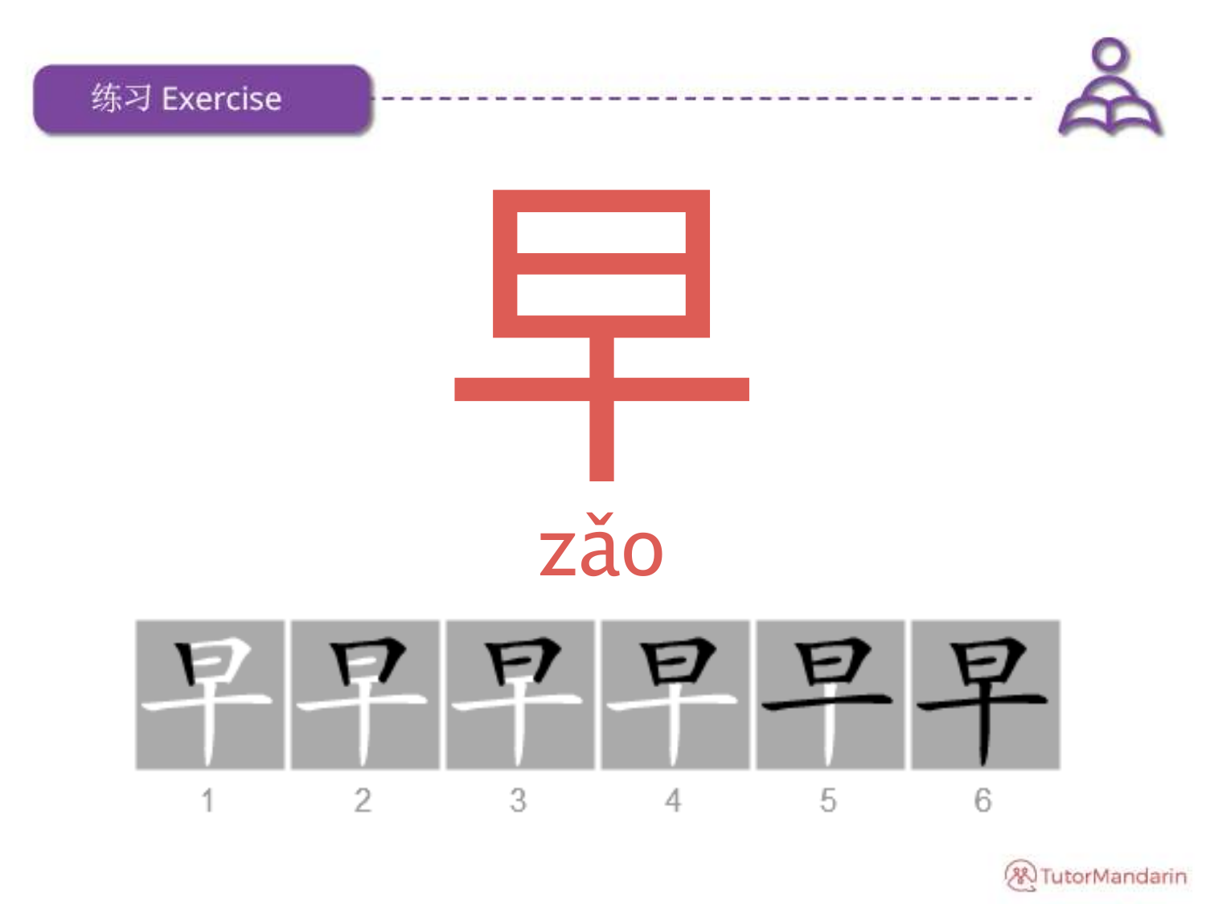练习 Exercise

# 早

zǎo

1 2 3 4 5 6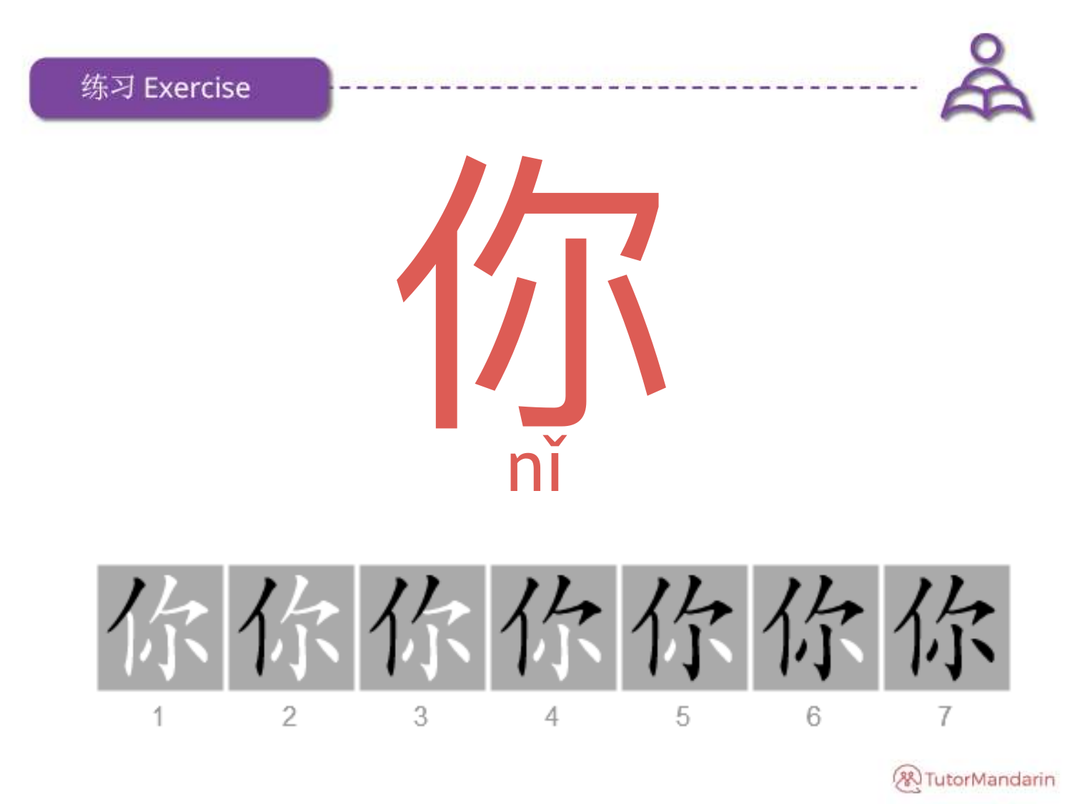## 练习 Exercise

# 你

nǐ

你 你 你 你 你 你 你

1 2 3 4 5 6 7